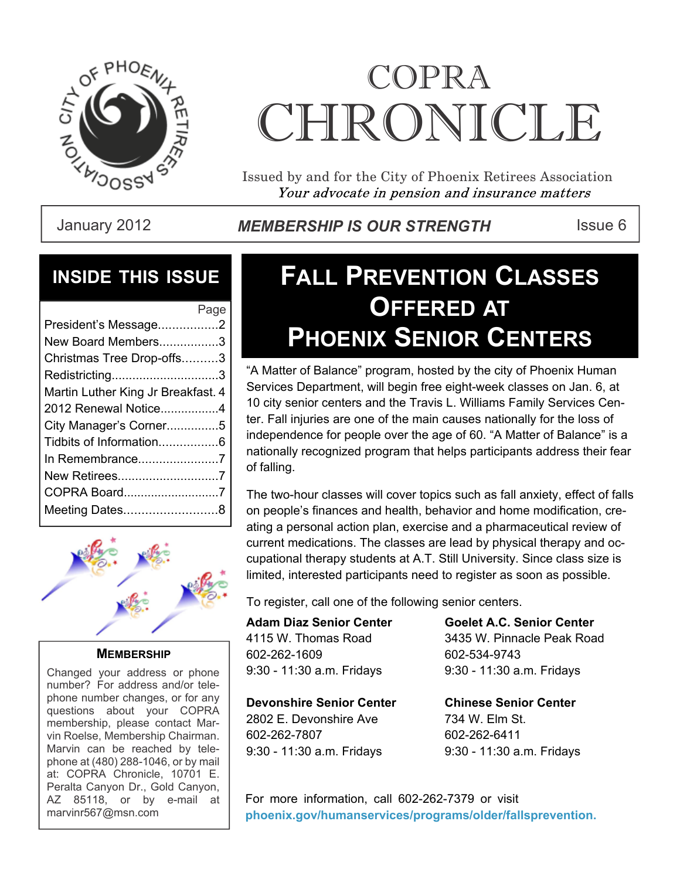# COPRA CHRONICLE

Issued by and for the City of Phoenix Retirees Association

*Your advocate in pension and insurance matters*

January 2012 | ***MEMBERSHIP IS OUR STRENGTH*** | Issue 6

## INSIDE THIS ISSUE

| | Page |
|---|---|
| President's Message | 2 |
| New Board Members | 3 |
| Christmas Tree Drop-offs | 3 |
| Redistricting | 3 |
| Martin Luther King Jr Breakfast | 4 |
| 2012 Renewal Notice | 4 |
| City Manager's Corner | 5 |
| Tidbits of Information | 6 |
| In Remembrance | 7 |
| New Retirees | 7 |
| COPRA Board | 7 |
| Meeting Dates | 8 |

### MEMBERSHIP

Changed your address or phone number? For address and/or telephone number changes, or for any questions about your COPRA membership, please contact Marvin Roelse, Membership Chairman. Marvin can be reached by telephone at (480) 288-1046, or by mail at: COPRA Chronicle, 10701 E. Peralta Canyon Dr., Gold Canyon, AZ 85118, or by e-mail at marvinr567@msn.com

## FALL PREVENTION CLASSES OFFERED AT PHOENIX SENIOR CENTERS

"A Matter of Balance" program, hosted by the city of Phoenix Human Services Department, will begin free eight-week classes on Jan. 6, at 10 city senior centers and the Travis L. Williams Family Services Center. Fall injuries are one of the main causes nationally for the loss of independence for people over the age of 60. "A Matter of Balance" is a nationally recognized program that helps participants address their fear of falling.

The two-hour classes will cover topics such as fall anxiety, effect of falls on people's finances and health, behavior and home modification, creating a personal action plan, exercise and a pharmaceutical review of current medications. The classes are lead by physical therapy and occupational therapy students at A.T. Still University. Since class size is limited, interested participants need to register as soon as possible.

To register, call one of the following senior centers.

**Adam Diaz Senior Center**
4115 W. Thomas Road
602-262-1609
9:30 - 11:30 a.m. Fridays

**Goelet A.C. Senior Center**
3435 W. Pinnacle Peak Road
602-534-9743
9:30 - 11:30 a.m. Fridays

**Devonshire Senior Center**
2802 E. Devonshire Ave
602-262-7807
9:30 - 11:30 a.m. Fridays

**Chinese Senior Center**
734 W. Elm St.
602-262-6411
9:30 - 11:30 a.m. Fridays

For more information, call 602-262-7379 or visit **phoenix.gov/humanservices/programs/older/fallsprevention.**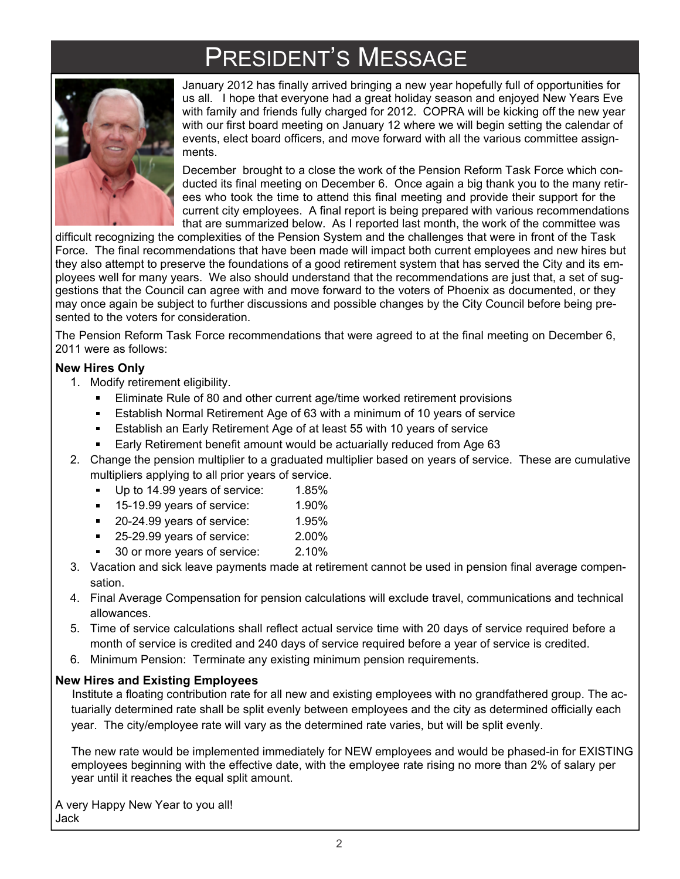# President's Message

January 2012 has finally arrived bringing a new year hopefully full of opportunities for us all. I hope that everyone had a great holiday season and enjoyed New Years Eve with family and friends fully charged for 2012. COPRA will be kicking off the new year with our first board meeting on January 12 where we will begin setting the calendar of events, elect board officers, and move forward with all the various committee assignments.

December brought to a close the work of the Pension Reform Task Force which conducted its final meeting on December 6. Once again a big thank you to the many retirees who took the time to attend this final meeting and provide their support for the current city employees. A final report is being prepared with various recommendations that are summarized below. As I reported last month, the work of the committee was difficult recognizing the complexities of the Pension System and the challenges that were in front of the Task Force. The final recommendations that have been made will impact both current employees and new hires but they also attempt to preserve the foundations of a good retirement system that has served the City and its employees well for many years. We also should understand that the recommendations are just that, a set of suggestions that the Council can agree with and move forward to the voters of Phoenix as documented, or they may once again be subject to further discussions and possible changes by the City Council before being presented to the voters for consideration.

The Pension Reform Task Force recommendations that were agreed to at the final meeting on December 6, 2011 were as follows:

**New Hires Only**

1. Modify retirement eligibility.
   - Eliminate Rule of 80 and other current age/time worked retirement provisions
   - Establish Normal Retirement Age of 63 with a minimum of 10 years of service
   - Establish an Early Retirement Age of at least 55 with 10 years of service
   - Early Retirement benefit amount would be actuarially reduced from Age 63
2. Change the pension multiplier to a graduated multiplier based on years of service. These are cumulative multipliers applying to all prior years of service.
   - Up to 14.99 years of service: 1.85%
   - 15-19.99 years of service: 1.90%
   - 20-24.99 years of service: 1.95%
   - 25-29.99 years of service: 2.00%
   - 30 or more years of service: 2.10%
3. Vacation and sick leave payments made at retirement cannot be used in pension final average compensation.
4. Final Average Compensation for pension calculations will exclude travel, communications and technical allowances.
5. Time of service calculations shall reflect actual service time with 20 days of service required before a month of service is credited and 240 days of service required before a year of service is credited.
6. Minimum Pension: Terminate any existing minimum pension requirements.

**New Hires and Existing Employees**

Institute a floating contribution rate for all new and existing employees with no grandfathered group. The actuarially determined rate shall be split evenly between employees and the city as determined officially each year. The city/employee rate will vary as the determined rate varies, but will be split evenly.

The new rate would be implemented immediately for NEW employees and would be phased-in for EXISTING employees beginning with the effective date, with the employee rate rising no more than 2% of salary per year until it reaches the equal split amount.

A very Happy New Year to you all!
Jack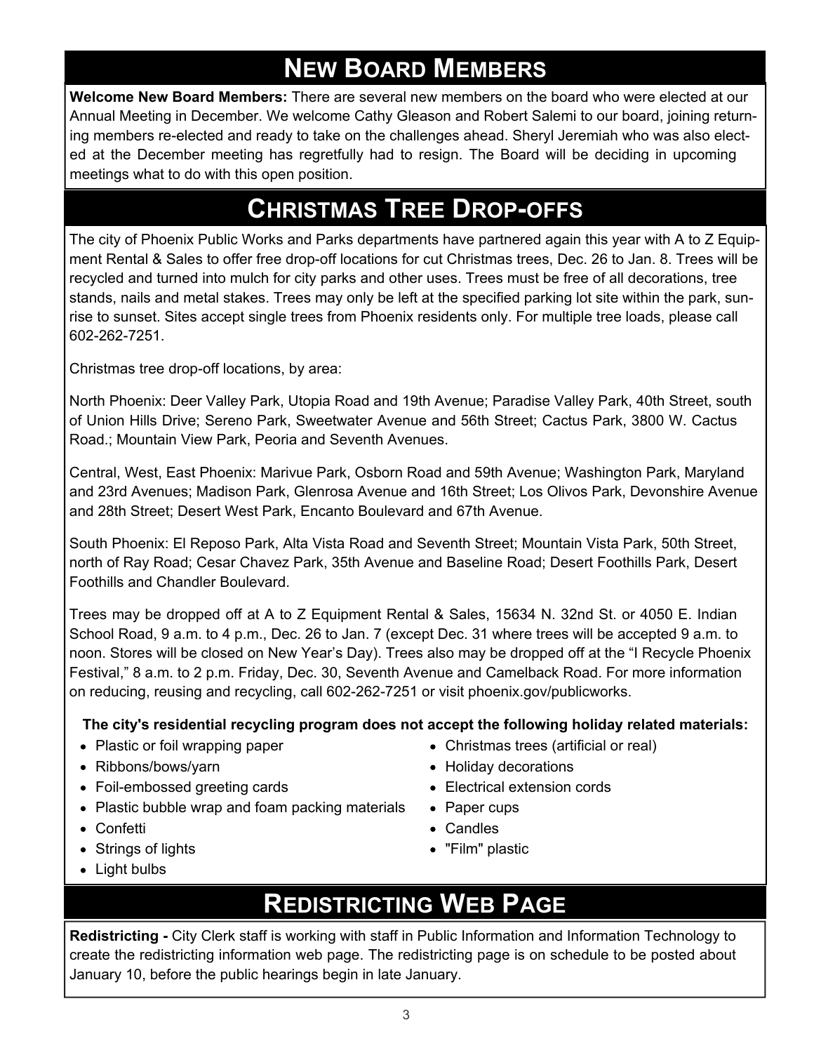## New Board Members

**Welcome New Board Members:** There are several new members on the board who were elected at our Annual Meeting in December. We welcome Cathy Gleason and Robert Salemi to our board, joining returning members re-elected and ready to take on the challenges ahead. Sheryl Jeremiah who was also elected at the December meeting has regretfully had to resign. The Board will be deciding in upcoming meetings what to do with this open position.

## Christmas Tree Drop-offs

The city of Phoenix Public Works and Parks departments have partnered again this year with A to Z Equipment Rental & Sales to offer free drop-off locations for cut Christmas trees, Dec. 26 to Jan. 8. Trees will be recycled and turned into mulch for city parks and other uses. Trees must be free of all decorations, tree stands, nails and metal stakes. Trees may only be left at the specified parking lot site within the park, sunrise to sunset. Sites accept single trees from Phoenix residents only. For multiple tree loads, please call 602-262-7251.

Christmas tree drop-off locations, by area:

North Phoenix: Deer Valley Park, Utopia Road and 19th Avenue; Paradise Valley Park, 40th Street, south of Union Hills Drive; Sereno Park, Sweetwater Avenue and 56th Street; Cactus Park, 3800 W. Cactus Road.; Mountain View Park, Peoria and Seventh Avenues.

Central, West, East Phoenix: Marivue Park, Osborn Road and 59th Avenue; Washington Park, Maryland and 23rd Avenues; Madison Park, Glenrosa Avenue and 16th Street; Los Olivos Park, Devonshire Avenue and 28th Street; Desert West Park, Encanto Boulevard and 67th Avenue.

South Phoenix: El Reposo Park, Alta Vista Road and Seventh Street; Mountain Vista Park, 50th Street, north of Ray Road; Cesar Chavez Park, 35th Avenue and Baseline Road; Desert Foothills Park, Desert Foothills and Chandler Boulevard.

Trees may be dropped off at A to Z Equipment Rental & Sales, 15634 N. 32nd St. or 4050 E. Indian School Road, 9 a.m. to 4 p.m., Dec. 26 to Jan. 7 (except Dec. 31 where trees will be accepted 9 a.m. to noon. Stores will be closed on New Year's Day). Trees also may be dropped off at the "I Recycle Phoenix Festival," 8 a.m. to 2 p.m. Friday, Dec. 30, Seventh Avenue and Camelback Road. For more information on reducing, reusing and recycling, call 602-262-7251 or visit phoenix.gov/publicworks.

**The city's residential recycling program does not accept the following holiday related materials:**

- Plastic or foil wrapping paper
- Ribbons/bows/yarn
- Foil-embossed greeting cards
- Plastic bubble wrap and foam packing materials
- Confetti
- Strings of lights
- Light bulbs
- Christmas trees (artificial or real)
- Holiday decorations
- Electrical extension cords
- Paper cups
- Candles
- "Film" plastic

## Redistricting Web Page

**Redistricting -** City Clerk staff is working with staff in Public Information and Information Technology to create the redistricting information web page. The redistricting page is on schedule to be posted about January 10, before the public hearings begin in late January.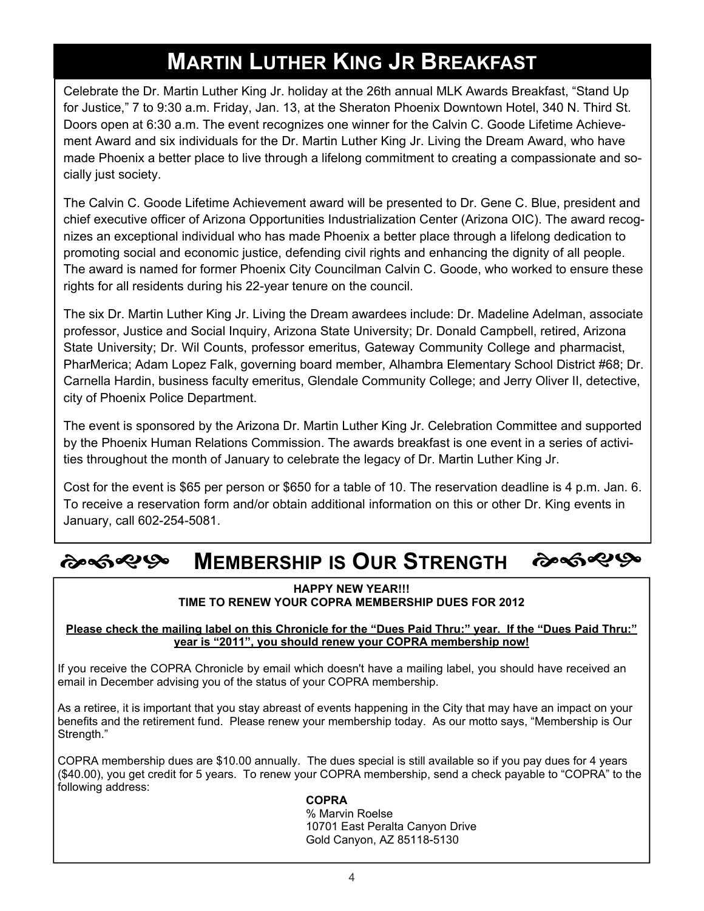## Martin Luther King Jr Breakfast

Celebrate the Dr. Martin Luther King Jr. holiday at the 26th annual MLK Awards Breakfast, "Stand Up for Justice," 7 to 9:30 a.m. Friday, Jan. 13, at the Sheraton Phoenix Downtown Hotel, 340 N. Third St. Doors open at 6:30 a.m. The event recognizes one winner for the Calvin C. Goode Lifetime Achievement Award and six individuals for the Dr. Martin Luther King Jr. Living the Dream Award, who have made Phoenix a better place to live through a lifelong commitment to creating a compassionate and socially just society.

The Calvin C. Goode Lifetime Achievement award will be presented to Dr. Gene C. Blue, president and chief executive officer of Arizona Opportunities Industrialization Center (Arizona OIC). The award recognizes an exceptional individual who has made Phoenix a better place through a lifelong dedication to promoting social and economic justice, defending civil rights and enhancing the dignity of all people. The award is named for former Phoenix City Councilman Calvin C. Goode, who worked to ensure these rights for all residents during his 22-year tenure on the council.

The six Dr. Martin Luther King Jr. Living the Dream awardees include: Dr. Madeline Adelman, associate professor, Justice and Social Inquiry, Arizona State University; Dr. Donald Campbell, retired, Arizona State University; Dr. Wil Counts, professor emeritus, Gateway Community College and pharmacist, PharMerica; Adam Lopez Falk, governing board member, Alhambra Elementary School District #68; Dr. Carnella Hardin, business faculty emeritus, Glendale Community College; and Jerry Oliver II, detective, city of Phoenix Police Department.

The event is sponsored by the Arizona Dr. Martin Luther King Jr. Celebration Committee and supported by the Phoenix Human Relations Commission. The awards breakfast is one event in a series of activities throughout the month of January to celebrate the legacy of Dr. Martin Luther King Jr.

Cost for the event is $65 per person or $650 for a table of 10. The reservation deadline is 4 p.m. Jan. 6. To receive a reservation form and/or obtain additional information on this or other Dr. King events in January, call 602-254-5081.

## Membership is Our Strength

**HAPPY NEW YEAR!!!**
**TIME TO RENEW YOUR COPRA MEMBERSHIP DUES FOR 2012**

**Please check the mailing label on this Chronicle for the "Dues Paid Thru:" year. If the "Dues Paid Thru:" year is "2011", you should renew your COPRA membership now!**

If you receive the COPRA Chronicle by email which doesn't have a mailing label, you should have received an email in December advising you of the status of your COPRA membership.

As a retiree, it is important that you stay abreast of events happening in the City that may have an impact on your benefits and the retirement fund. Please renew your membership today. As our motto says, "Membership is Our Strength."

COPRA membership dues are $10.00 annually. The dues special is still available so if you pay dues for 4 years ($40.00), you get credit for 5 years. To renew your COPRA membership, send a check payable to "COPRA" to the following address:

**COPRA**
% Marvin Roelse
10701 East Peralta Canyon Drive
Gold Canyon, AZ 85118-5130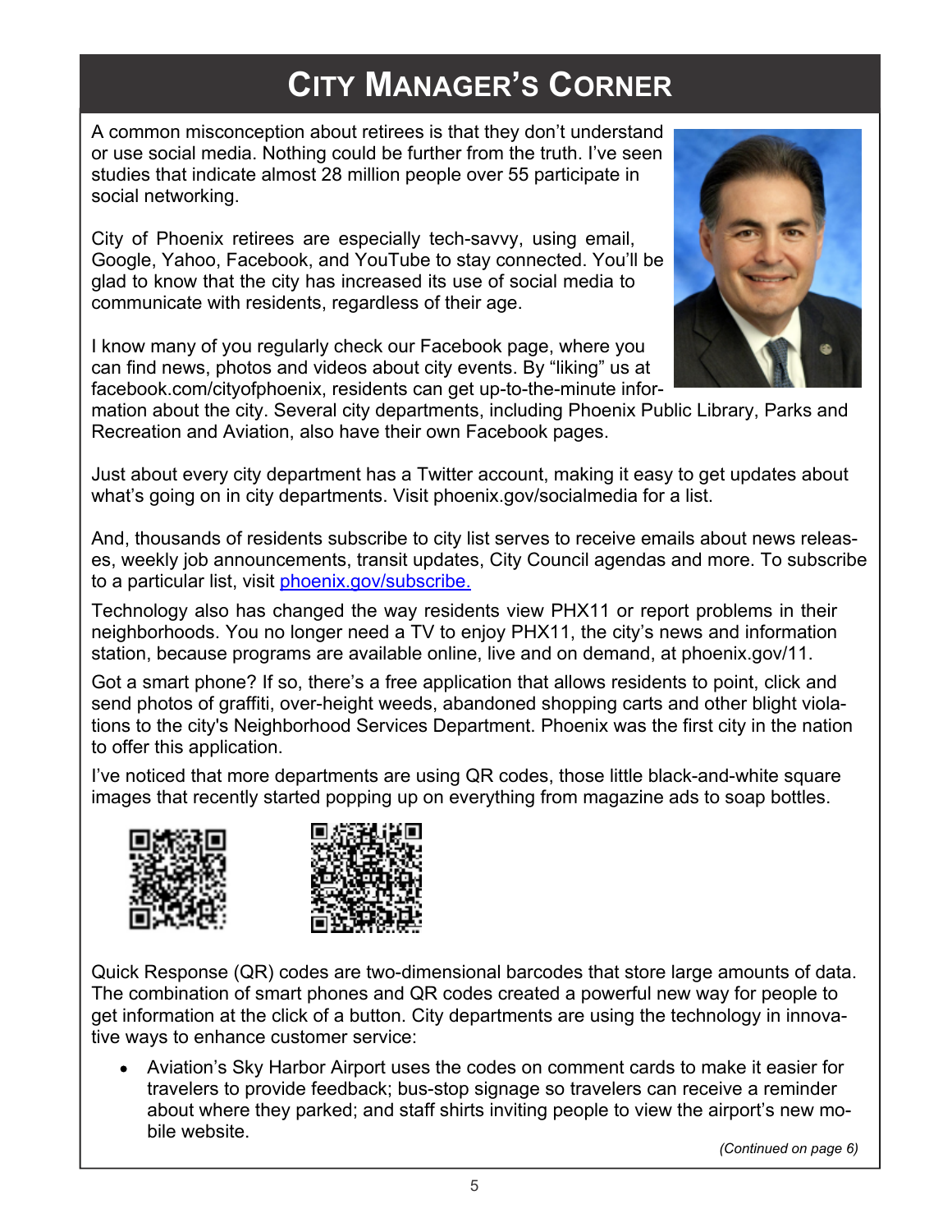# City Manager's Corner

A common misconception about retirees is that they don't understand or use social media. Nothing could be further from the truth. I've seen studies that indicate almost 28 million people over 55 participate in social networking.

City of Phoenix retirees are especially tech-savvy, using email, Google, Yahoo, Facebook, and YouTube to stay connected. You'll be glad to know that the city has increased its use of social media to communicate with residents, regardless of their age.

I know many of you regularly check our Facebook page, where you can find news, photos and videos about city events. By "liking" us at facebook.com/cityofphoenix, residents can get up-to-the-minute information about the city. Several city departments, including Phoenix Public Library, Parks and Recreation and Aviation, also have their own Facebook pages.

Just about every city department has a Twitter account, making it easy to get updates about what's going on in city departments. Visit phoenix.gov/socialmedia for a list.

And, thousands of residents subscribe to city list serves to receive emails about news releases, weekly job announcements, transit updates, City Council agendas and more. To subscribe to a particular list, visit [phoenix.gov/subscribe.](phoenix.gov/subscribe)

Technology also has changed the way residents view PHX11 or report problems in their neighborhoods. You no longer need a TV to enjoy PHX11, the city's news and information station, because programs are available online, live and on demand, at phoenix.gov/11.

Got a smart phone? If so, there's a free application that allows residents to point, click and send photos of graffiti, over-height weeds, abandoned shopping carts and other blight violations to the city's Neighborhood Services Department. Phoenix was the first city in the nation to offer this application.

I've noticed that more departments are using QR codes, those little black-and-white square images that recently started popping up on everything from magazine ads to soap bottles.

Quick Response (QR) codes are two-dimensional barcodes that store large amounts of data. The combination of smart phones and QR codes created a powerful new way for people to get information at the click of a button. City departments are using the technology in innovative ways to enhance customer service:

- Aviation's Sky Harbor Airport uses the codes on comment cards to make it easier for travelers to provide feedback; bus-stop signage so travelers can receive a reminder about where they parked; and staff shirts inviting people to view the airport's new mobile website.

*(Continued on page 6)*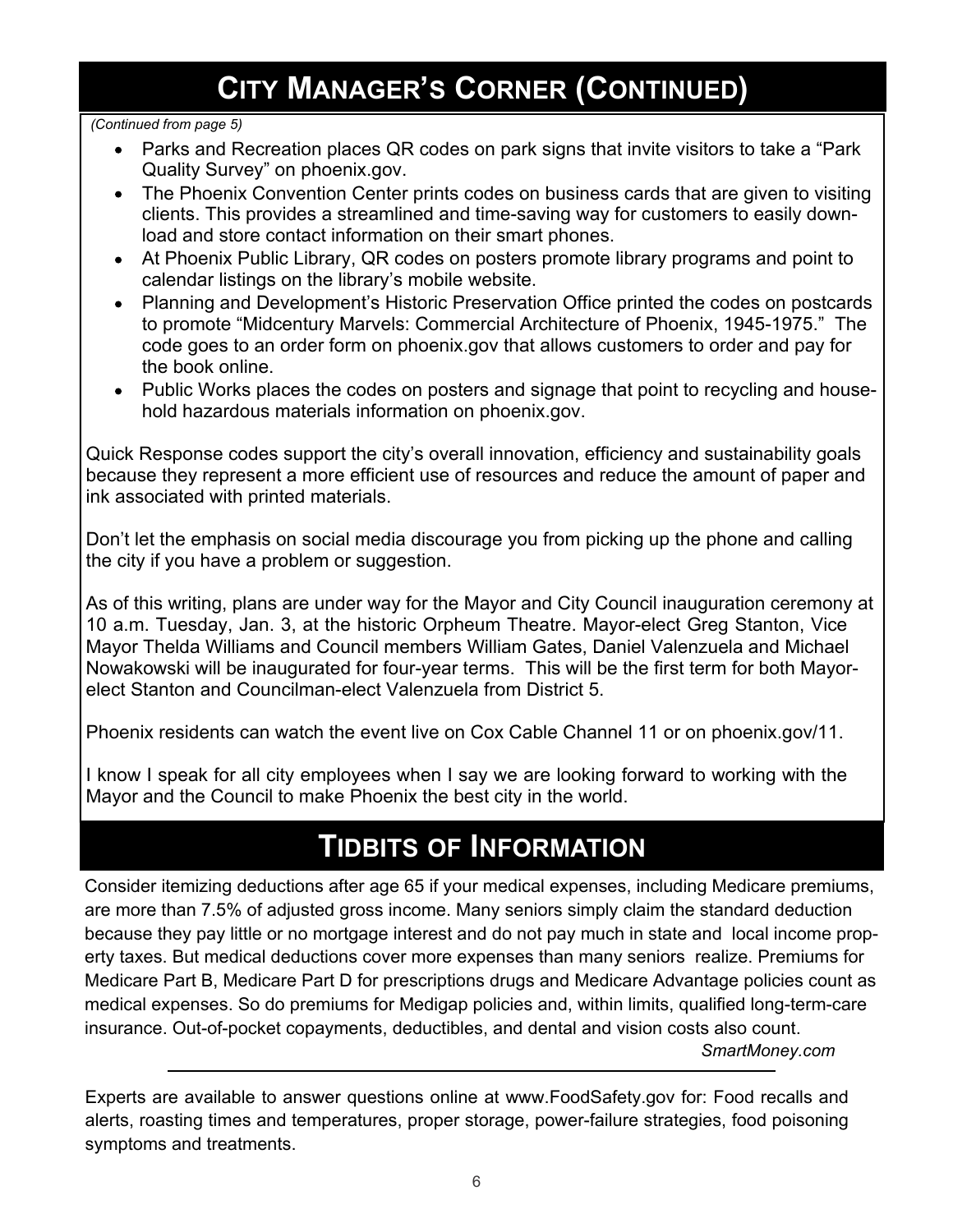# City Manager's Corner (Continued)

*(Continued from page 5)*

- Parks and Recreation places QR codes on park signs that invite visitors to take a "Park Quality Survey" on phoenix.gov.
- The Phoenix Convention Center prints codes on business cards that are given to visiting clients. This provides a streamlined and time-saving way for customers to easily download and store contact information on their smart phones.
- At Phoenix Public Library, QR codes on posters promote library programs and point to calendar listings on the library's mobile website.
- Planning and Development's Historic Preservation Office printed the codes on postcards to promote "Midcentury Marvels: Commercial Architecture of Phoenix, 1945-1975." The code goes to an order form on phoenix.gov that allows customers to order and pay for the book online.
- Public Works places the codes on posters and signage that point to recycling and household hazardous materials information on phoenix.gov.

Quick Response codes support the city's overall innovation, efficiency and sustainability goals because they represent a more efficient use of resources and reduce the amount of paper and ink associated with printed materials.

Don't let the emphasis on social media discourage you from picking up the phone and calling the city if you have a problem or suggestion.

As of this writing, plans are under way for the Mayor and City Council inauguration ceremony at 10 a.m. Tuesday, Jan. 3, at the historic Orpheum Theatre. Mayor-elect Greg Stanton, Vice Mayor Thelda Williams and Council members William Gates, Daniel Valenzuela and Michael Nowakowski will be inaugurated for four-year terms. This will be the first term for both Mayor-elect Stanton and Councilman-elect Valenzuela from District 5.

Phoenix residents can watch the event live on Cox Cable Channel 11 or on phoenix.gov/11.

I know I speak for all city employees when I say we are looking forward to working with the Mayor and the Council to make Phoenix the best city in the world.

# Tidbits of Information

Consider itemizing deductions after age 65 if your medical expenses, including Medicare premiums, are more than 7.5% of adjusted gross income. Many seniors simply claim the standard deduction because they pay little or no mortgage interest and do not pay much in state and local income property taxes. But medical deductions cover more expenses than many seniors realize. Premiums for Medicare Part B, Medicare Part D for prescriptions drugs and Medicare Advantage policies count as medical expenses. So do premiums for Medigap policies and, within limits, qualified long-term-care insurance. Out-of-pocket copayments, deductibles, and dental and vision costs also count.

*SmartMoney.com*

---

Experts are available to answer questions online at www.FoodSafety.gov for: Food recalls and alerts, roasting times and temperatures, proper storage, power-failure strategies, food poisoning symptoms and treatments.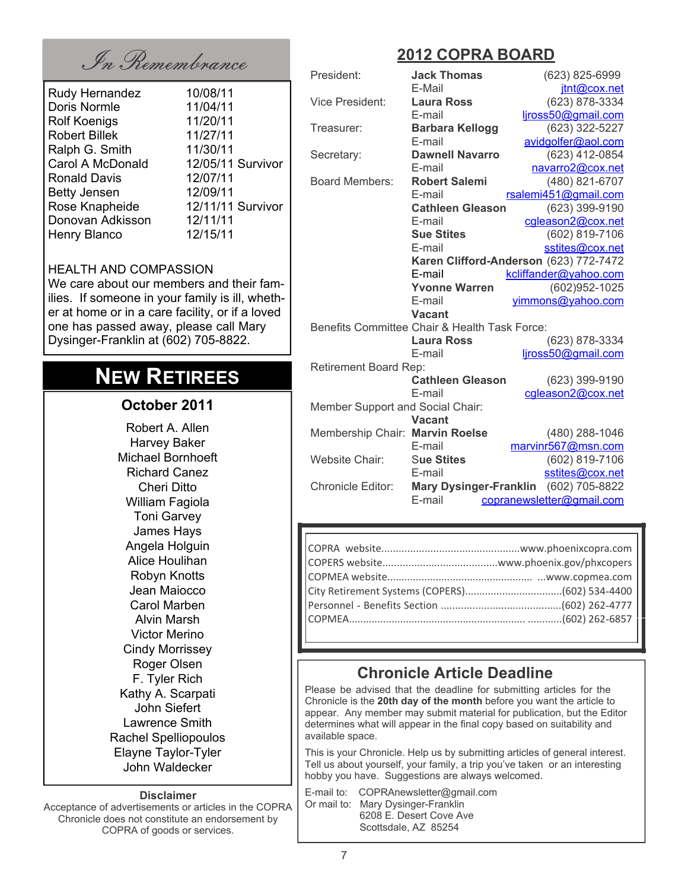## *In Remembrance*

| | |
|---|---|
| Rudy Hernandez | 10/08/11 |
| Doris Normle | 11/04/11 |
| Rolf Koenigs | 11/20/11 |
| Robert Billek | 11/27/11 |
| Ralph G. Smith | 11/30/11 |
| Carol A McDonald | 12/05/11 Survivor |
| Ronald Davis | 12/07/11 |
| Betty Jensen | 12/09/11 |
| Rose Knapheide | 12/11/11 Survivor |
| Donovan Adkisson | 12/11/11 |
| Henry Blanco | 12/15/11 |

HEALTH AND COMPASSION

We care about our members and their families. If someone in your family is ill, whether at home or in a care facility, or if a loved one has passed away, please call Mary Dysinger-Franklin at (602) 705-8822.

## NEW RETIREES

### October 2011

Robert A. Allen
Harvey Baker
Michael Bornhoeft
Richard Canez
Cheri Ditto
William Fagiola
Toni Garvey
James Hays
Angela Holguin
Alice Houlihan
Robyn Knotts
Jean Maiocco
Carol Marben
Alvin Marsh
Victor Merino
Cindy Morrissey
Roger Olsen
F. Tyler Rich
Kathy A. Scarpati
John Siefert
Lawrence Smith
Rachel Spelliopoulos
Elayne Taylor-Tyler
John Waldecker

**Disclaimer**

Acceptance of advertisements or articles in the COPRA Chronicle does not constitute an endorsement by COPRA of goods or services.

## 2012 COPRA BOARD

| | | |
|---|---|---|
| President: | **Jack Thomas** | (623) 825-6999 |
| | E-Mail | jtnt@cox.net |
| Vice President: | **Laura Ross** | (623) 878-3334 |
| | E-mail | ljross50@gmail.com |
| Treasurer: | **Barbara Kellogg** | (623) 322-5227 |
| | E-mail | avidgolfer@aol.com |
| Secretary: | **Dawnell Navarro** | (623) 412-0854 |
| | E-mail | navarro2@cox.net |
| Board Members: | **Robert Salemi** | (480) 821-6707 |
| | E-mail | rsalemi451@gmail.com |
| | **Cathleen Gleason** | (623) 399-9190 |
| | E-mail | cgleason2@cox.net |
| | **Sue Stites** | (602) 819-7106 |
| | E-mail | sstites@cox.net |
| | **Karen Clifford-Anderson** | (623) 772-7472 |
| | E-mail | kcliffander@yahoo.com |
| | **Yvonne Warren** | (602)952-1025 |
| | E-mail | yimmons@yahoo.com |
| | **Vacant** | |
| Benefits Committee Chair & Health Task Force: | | |
| | **Laura Ross** | (623) 878-3334 |
| | E-mail | ljross50@gmail.com |
| Retirement Board Rep: | | |
| | **Cathleen Gleason** | (623) 399-9190 |
| | E-mail | cgleason2@cox.net |
| Member Support and Social Chair: | | |
| | **Vacant** | |
| Membership Chair: | **Marvin Roelse** | (480) 288-1046 |
| | E-mail | marvinr567@msn.com |
| Website Chair: | **Sue Stites** | (602) 819-7106 |
| | E-mail | sstites@cox.net |
| Chronicle Editor: | **Mary Dysinger-Franklin** | (602) 705-8822 |
| | E-mail | copranewsletter@gmail.com |

COPRA website................................................www.phoenixcopra.com
COPERS website........................................www.phoenix.gov/phxcopers
COPMEA website.................................................. ...www.copmea.com
City Retirement Systems (COPERS).................................(602) 534-4400
Personnel - Benefits Section .........................................(602) 262-4777
COPMEA........................................................... ............(602) 262-6857

### Chronicle Article Deadline

Please be advised that the deadline for submitting articles for the Chronicle is the **20th day of the month** before you want the article to appear. Any member may submit material for publication, but the Editor determines what will appear in the final copy based on suitability and available space.

This is your Chronicle. Help us by submitting articles of general interest. Tell us about yourself, your family, a trip you've taken or an interesting hobby you have. Suggestions are always welcomed.

E-mail to: COPRAnewsletter@gmail.com
Or mail to: Mary Dysinger-Franklin
6208 E. Desert Cove Ave
Scottsdale, AZ 85254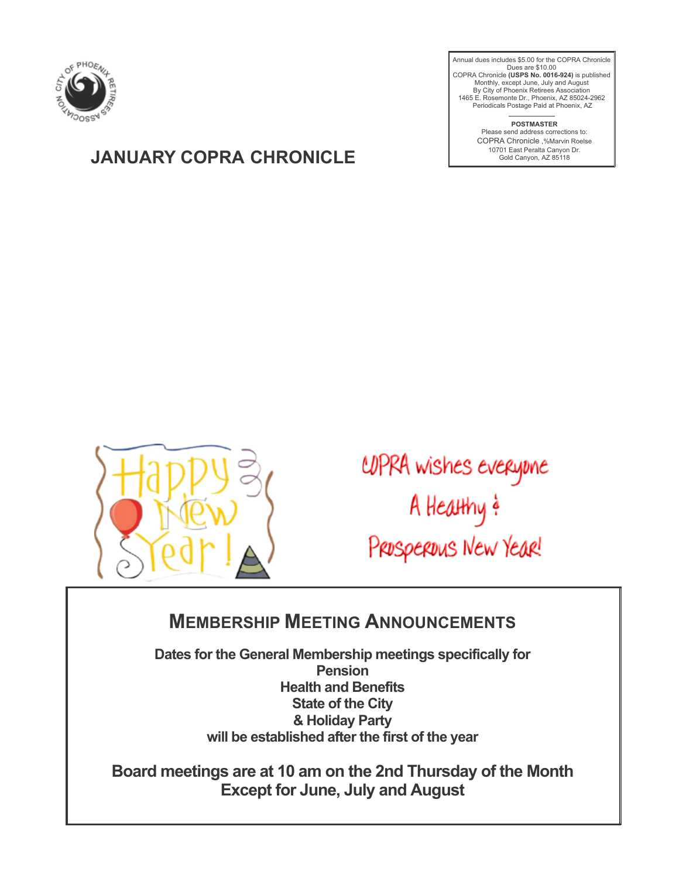Annual dues includes $5.00 for the COPRA Chronicle
Dues are $10.00
COPRA Chronicle **(USPS No. 0016-924)** is published
Monthly, except June, July and August
By City of Phoenix Retirees Association
1465 E. Rosemonte Dr., Phoenix, AZ 85024-2962
Periodicals Postage Paid at Phoenix, AZ

**POSTMASTER**
Please send address corrections to:
COPRA Chronicle ,%Marvin Roelse
10701 East Peralta Canyon Dr.
Gold Canyon, AZ 85118

# JANUARY COPRA CHRONICLE

Happy New Year!

COPRA wishes everyone
A Healthy &
Prosperous New Year!

## MEMBERSHIP MEETING ANNOUNCEMENTS

**Dates for the General Membership meetings specifically for**
**Pension**
**Health and Benefits**
**State of the City**
**& Holiday Party**
**will be established after the first of the year**

**Board meetings are at 10 am on the 2nd Thursday of the Month**
**Except for June, July and August**